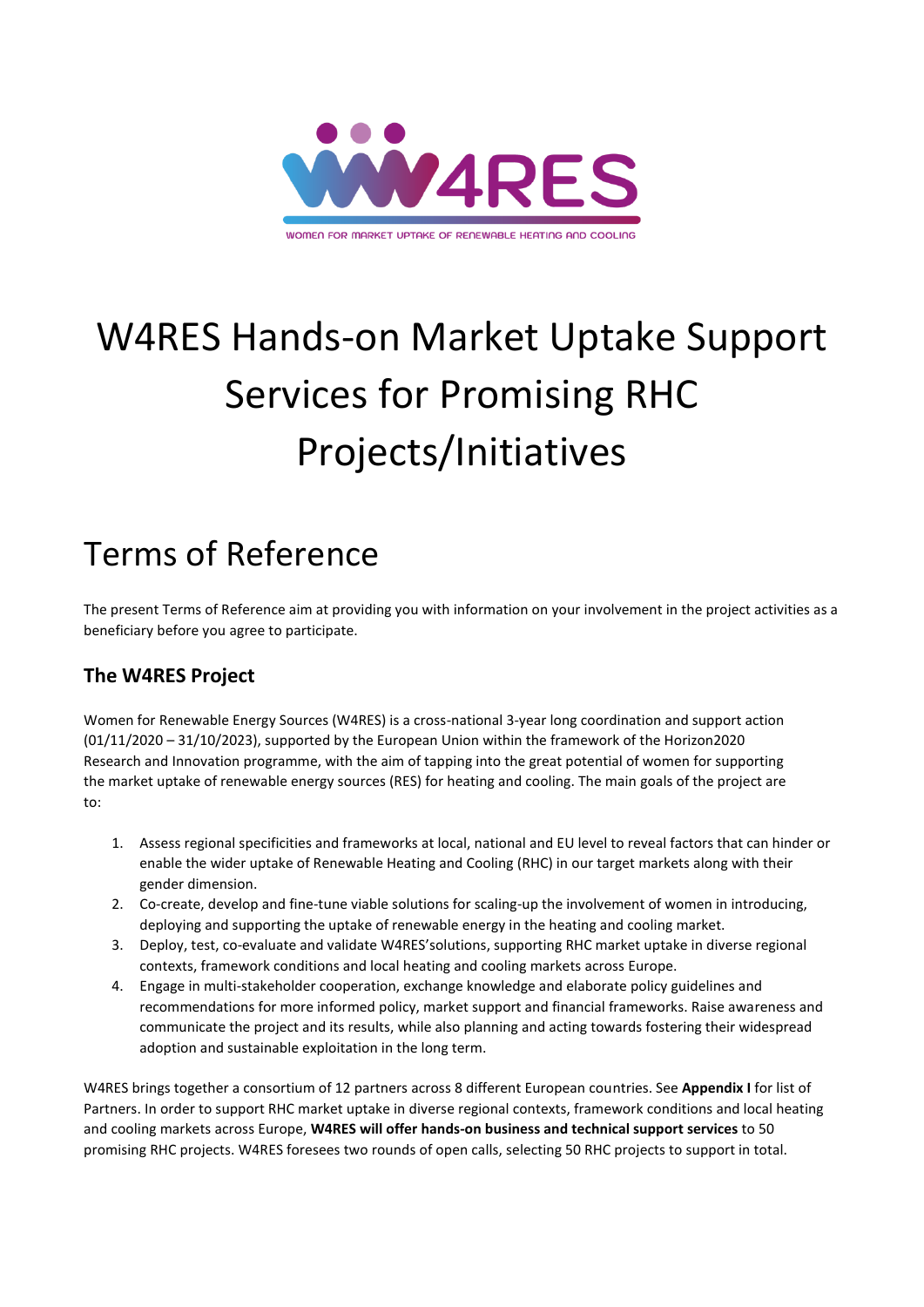W4RES

WOMEN FOR MARKET UPTAKE OF RENEWABLE HEATING AND COOLING

# W4RES Hands-on Market Uptake Support Services for Promising RHC Projects/Initiatives

## Terms of Reference

The present Terms of Reference aim at providing you with information on your involvement in the project activities as a beneficiary before you agree to participate.

### The W4RES Project

Women for Renewable Energy Sources (W4RES) is a cross-national 3-year long coordination and support action (01/11/2020 – 31/10/2023), supported by the European Union within the framework of the Horizon2020 Research and Innovation programme, with the aim of tapping into the great potential of women for supporting the market uptake of renewable energy sources (RES) for heating and cooling. The main goals of the project are to:

1. Assess regional specificities and frameworks at local, national and EU level to reveal factors that can hinder or enable the wider uptake of Renewable Heating and Cooling (RHC) in our target markets along with their gender dimension.
2. Co-create, develop and fine-tune viable solutions for scaling-up the involvement of women in introducing, deploying and supporting the uptake of renewable energy in the heating and cooling market.
3. Deploy, test, co-evaluate and validate W4RES'solutions, supporting RHC market uptake in diverse regional contexts, framework conditions and local heating and cooling markets across Europe.
4. Engage in multi-stakeholder cooperation, exchange knowledge and elaborate policy guidelines and recommendations for more informed policy, market support and financial frameworks. Raise awareness and communicate the project and its results, while also planning and acting towards fostering their widespread adoption and sustainable exploitation in the long term.

W4RES brings together a consortium of 12 partners across 8 different European countries. See **Appendix I** for list of Partners. In order to support RHC market uptake in diverse regional contexts, framework conditions and local heating and cooling markets across Europe, **W4RES will offer hands-on business and technical support services** to 50 promising RHC projects. W4RES foresees two rounds of open calls, selecting 50 RHC projects to support in total.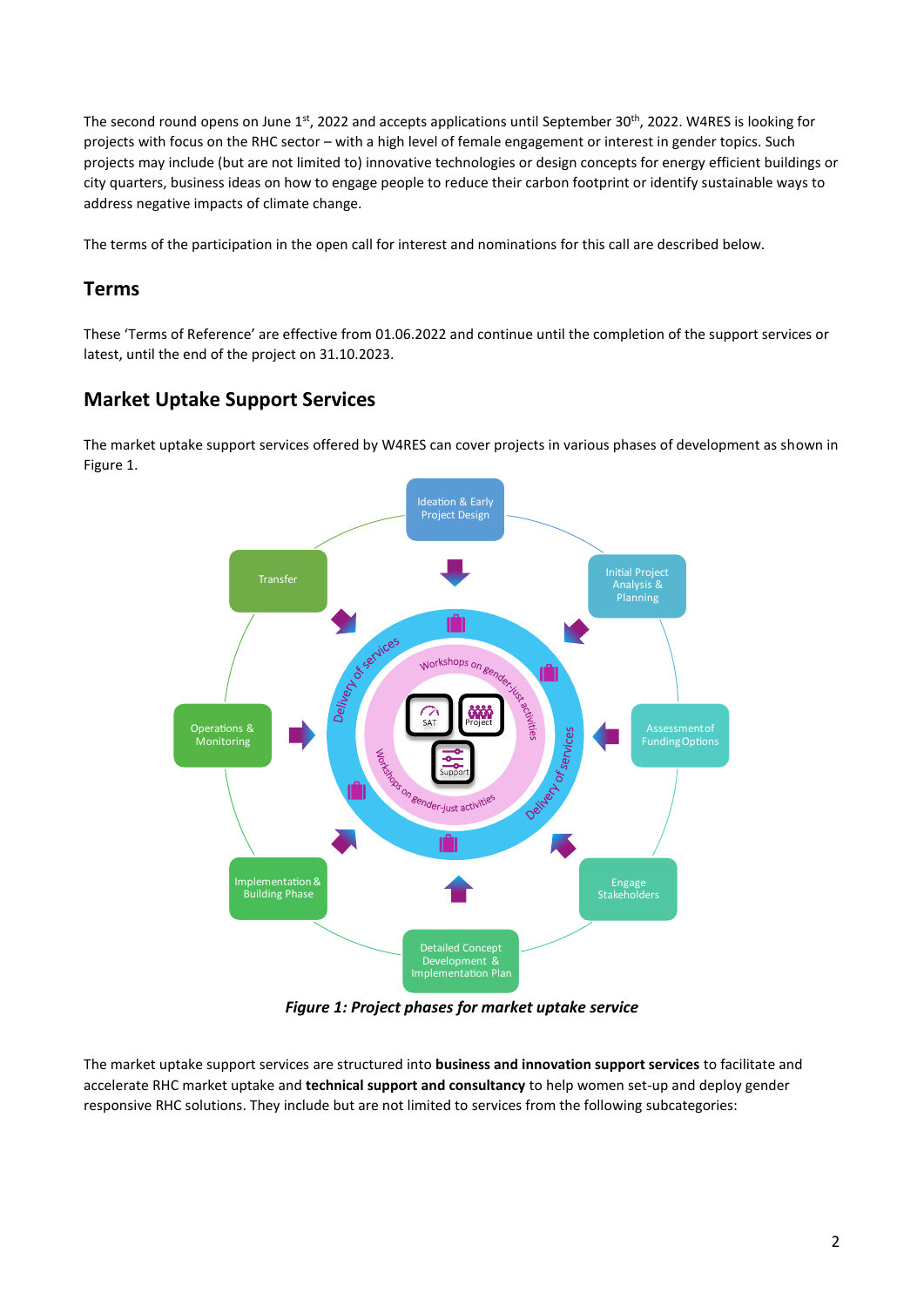The second round opens on June 1st, 2022 and accepts applications until September 30th, 2022. W4RES is looking for projects with focus on the RHC sector – with a high level of female engagement or interest in gender topics. Such projects may include (but are not limited to) innovative technologies or design concepts for energy efficient buildings or city quarters, business ideas on how to engage people to reduce their carbon footprint or identify sustainable ways to address negative impacts of climate change.

The terms of the participation in the open call for interest and nominations for this call are described below.

## Terms

These 'Terms of Reference' are effective from 01.06.2022 and continue until the completion of the support services or latest, until the end of the project on 31.10.2023.

## Market Uptake Support Services

The market uptake support services offered by W4RES can cover projects in various phases of development as shown in Figure 1.

*Figure 1: Project phases for market uptake service*

The market uptake support services are structured into **business and innovation support services** to facilitate and accelerate RHC market uptake and **technical support and consultancy** to help women set-up and deploy gender responsive RHC solutions. They include but are not limited to services from the following subcategories: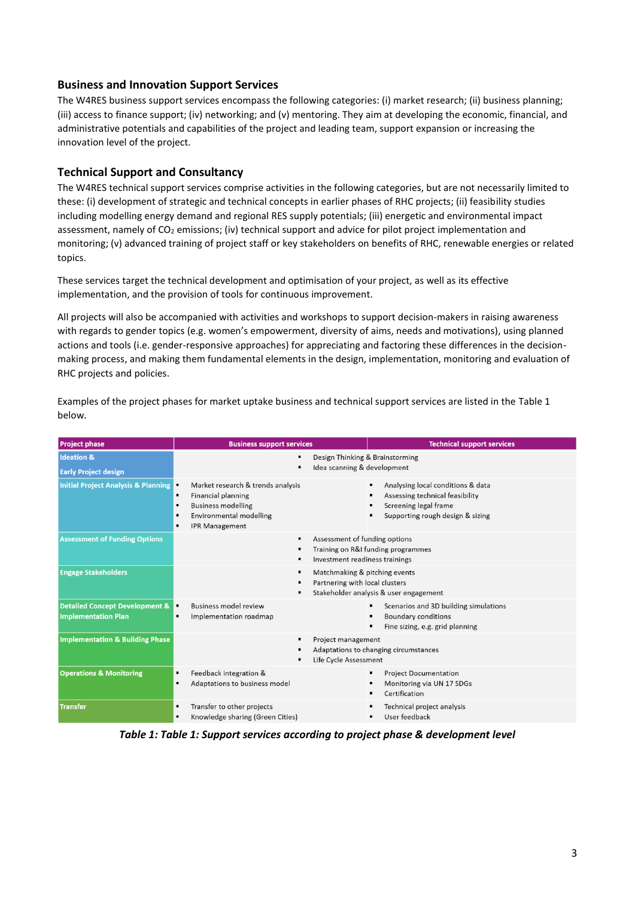## Business and Innovation Support Services

The W4RES business support services encompass the following categories: (i) market research; (ii) business planning; (iii) access to finance support; (iv) networking; and (v) mentoring. They aim at developing the economic, financial, and administrative potentials and capabilities of the project and leading team, support expansion or increasing the innovation level of the project.

## Technical Support and Consultancy

The W4RES technical support services comprise activities in the following categories, but are not necessarily limited to these: (i) development of strategic and technical concepts in earlier phases of RHC projects; (ii) feasibility studies including modelling energy demand and regional RES supply potentials; (iii) energetic and environmental impact assessment, namely of $CO_2$ emissions; (iv) technical support and advice for pilot project implementation and monitoring; (v) advanced training of project staff or key stakeholders on benefits of RHC, renewable energies or related topics.

These services target the technical development and optimisation of your project, as well as its effective implementation, and the provision of tools for continuous improvement.

All projects will also be accompanied with activities and workshops to support decision-makers in raising awareness with regards to gender topics (e.g. women's empowerment, diversity of aims, needs and motivations), using planned actions and tools (i.e. gender-responsive approaches) for appreciating and factoring these differences in the decision-making process, and making them fundamental elements in the design, implementation, monitoring and evaluation of RHC projects and policies.

Examples of the project phases for market uptake business and technical support services are listed in the Table 1 below.

| Project phase | Business support services | Technical support services |
|---|---|---|
| Ideation & Early Project design | ▪ Design Thinking & Brainstorming<br>▪ Idea scanning & development | |
| Initial Project Analysis & Planning | ▪ Market research & trends analysis<br>▪ Financial planning<br>▪ Business modelling<br>▪ Environmental modelling<br>▪ IPR Management | ▪ Analysing local conditions & data<br>▪ Assessing technical feasibility<br>▪ Screening legal frame<br>▪ Supporting rough design & sizing |
| Assessment of Funding Options | ▪ Assessment of funding options<br>▪ Training on R&I funding programmes<br>▪ Investment readiness trainings | |
| Engage Stakeholders | ▪ Matchmaking & pitching events<br>▪ Partnering with local clusters<br>▪ Stakeholder analysis & user engagement | |
| Detailed Concept Development & Implementation Plan | ▪ Business model review<br>▪ Implementation roadmap | ▪ Scenarios and 3D building simulations<br>▪ Boundary conditions<br>▪ Fine sizing, e.g. grid planning |
| Implementation & Building Phase | ▪ Project management<br>▪ Adaptations to changing circumstances<br>▪ Life Cycle Assessment | |
| Operations & Monitoring | ▪ Feedback integration &<br>▪ Adaptations to business model | ▪ Project Documentation<br>▪ Monitoring via UN 17 SDGs<br>▪ Certification |
| Transfer | ▪ Transfer to other projects<br>▪ Knowledge sharing (Green Cities) | ▪ Technical project analysis<br>▪ User feedback |

*Table 1: Table 1: Support services according to project phase & development level*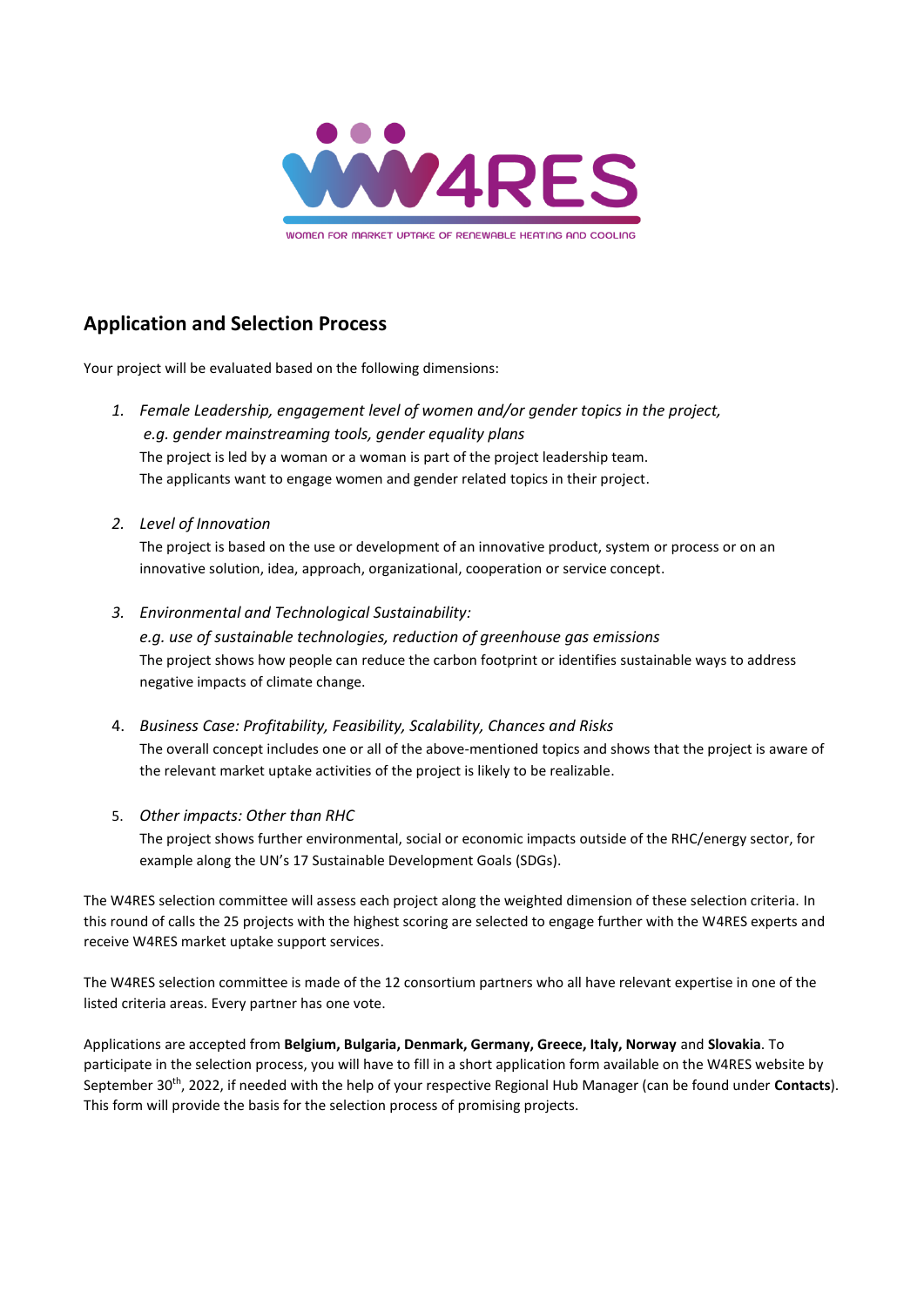## Application and Selection Process

Your project will be evaluated based on the following dimensions:

1. *Female Leadership, engagement level of women and/or gender topics in the project, e.g. gender mainstreaming tools, gender equality plans*
   The project is led by a woman or a woman is part of the project leadership team.
   The applicants want to engage women and gender related topics in their project.

2. *Level of Innovation*
   The project is based on the use or development of an innovative product, system or process or on an innovative solution, idea, approach, organizational, cooperation or service concept.

3. *Environmental and Technological Sustainability:*
   *e.g. use of sustainable technologies, reduction of greenhouse gas emissions*
   The project shows how people can reduce the carbon footprint or identifies sustainable ways to address negative impacts of climate change.

4. *Business Case: Profitability, Feasibility, Scalability, Chances and Risks*
   The overall concept includes one or all of the above-mentioned topics and shows that the project is aware of the relevant market uptake activities of the project is likely to be realizable.

5. *Other impacts: Other than RHC*
   The project shows further environmental, social or economic impacts outside of the RHC/energy sector, for example along the UN's 17 Sustainable Development Goals (SDGs).

The W4RES selection committee will assess each project along the weighted dimension of these selection criteria. In this round of calls the 25 projects with the highest scoring are selected to engage further with the W4RES experts and receive W4RES market uptake support services.

The W4RES selection committee is made of the 12 consortium partners who all have relevant expertise in one of the listed criteria areas. Every partner has one vote.

Applications are accepted from **Belgium, Bulgaria, Denmark, Germany, Greece, Italy, Norway** and **Slovakia**. To participate in the selection process, you will have to fill in a short application form available on the W4RES website by September 30th, 2022, if needed with the help of your respective Regional Hub Manager (can be found under **Contacts**). This form will provide the basis for the selection process of promising projects.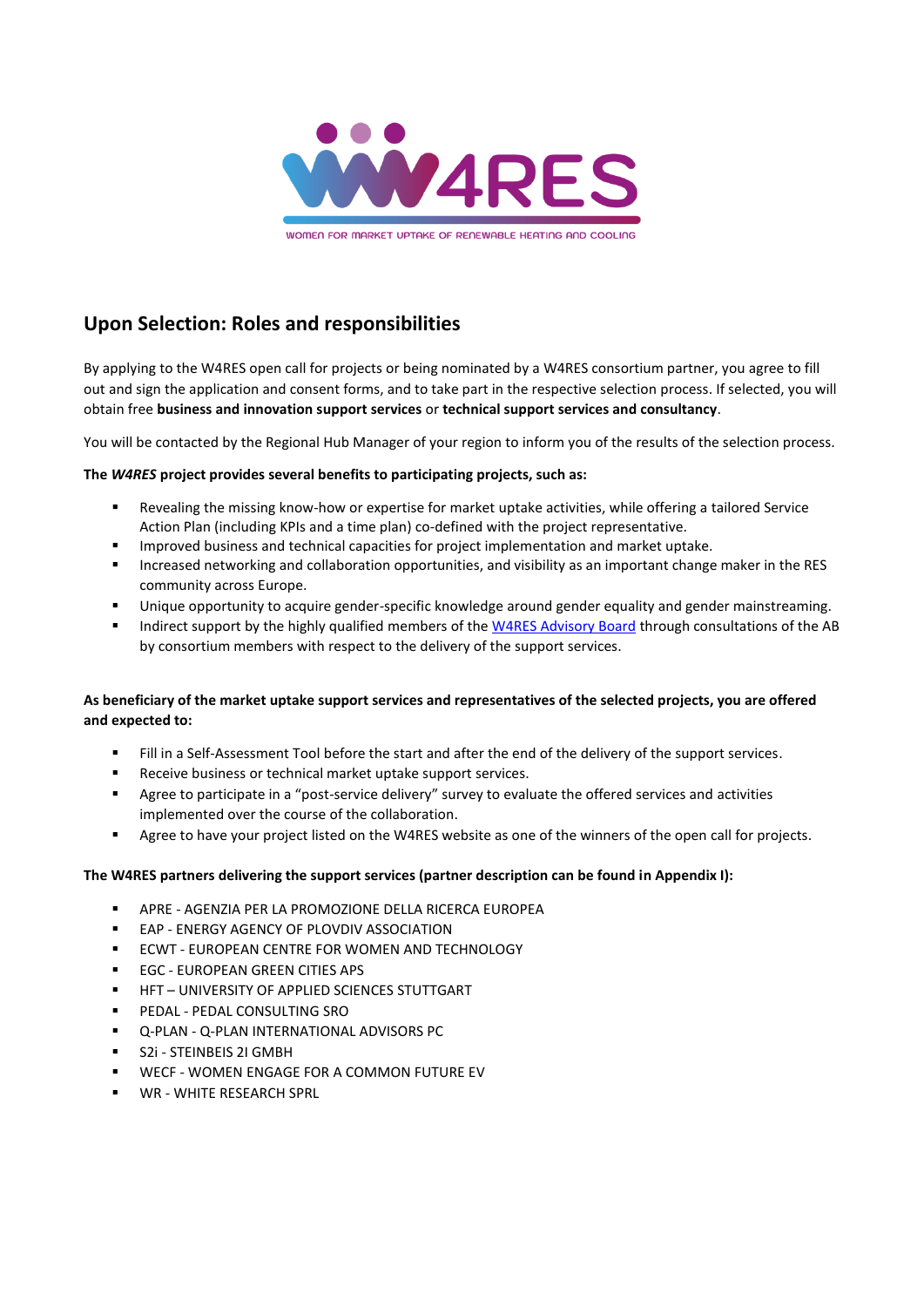## Upon Selection: Roles and responsibilities

By applying to the W4RES open call for projects or being nominated by a W4RES consortium partner, you agree to fill out and sign the application and consent forms, and to take part in the respective selection process. If selected, you will obtain free **business and innovation support services** or **technical support services and consultancy**.

You will be contacted by the Regional Hub Manager of your region to inform you of the results of the selection process.

**The *W4RES* project provides several benefits to participating projects, such as:**

- Revealing the missing know-how or expertise for market uptake activities, while offering a tailored Service Action Plan (including KPIs and a time plan) co-defined with the project representative.
- Improved business and technical capacities for project implementation and market uptake.
- Increased networking and collaboration opportunities, and visibility as an important change maker in the RES community across Europe.
- Unique opportunity to acquire gender-specific knowledge around gender equality and gender mainstreaming.
- Indirect support by the highly qualified members of the W4RES Advisory Board through consultations of the AB by consortium members with respect to the delivery of the support services.

**As beneficiary of the market uptake support services and representatives of the selected projects, you are offered and expected to:**

- Fill in a Self-Assessment Tool before the start and after the end of the delivery of the support services.
- Receive business or technical market uptake support services.
- Agree to participate in a "post-service delivery" survey to evaluate the offered services and activities implemented over the course of the collaboration.
- Agree to have your project listed on the W4RES website as one of the winners of the open call for projects.

**The W4RES partners delivering the support services (partner description can be found in Appendix I):**

- APRE - AGENZIA PER LA PROMOZIONE DELLA RICERCA EUROPEA
- EAP - ENERGY AGENCY OF PLOVDIV ASSOCIATION
- ECWT - EUROPEAN CENTRE FOR WOMEN AND TECHNOLOGY
- EGC - EUROPEAN GREEN CITIES APS
- HFT – UNIVERSITY OF APPLIED SCIENCES STUTTGART
- PEDAL - PEDAL CONSULTING SRO
- Q-PLAN - Q-PLAN INTERNATIONAL ADVISORS PC
- S2i - STEINBEIS 2I GMBH
- WECF - WOMEN ENGAGE FOR A COMMON FUTURE EV
- WR - WHITE RESEARCH SPRL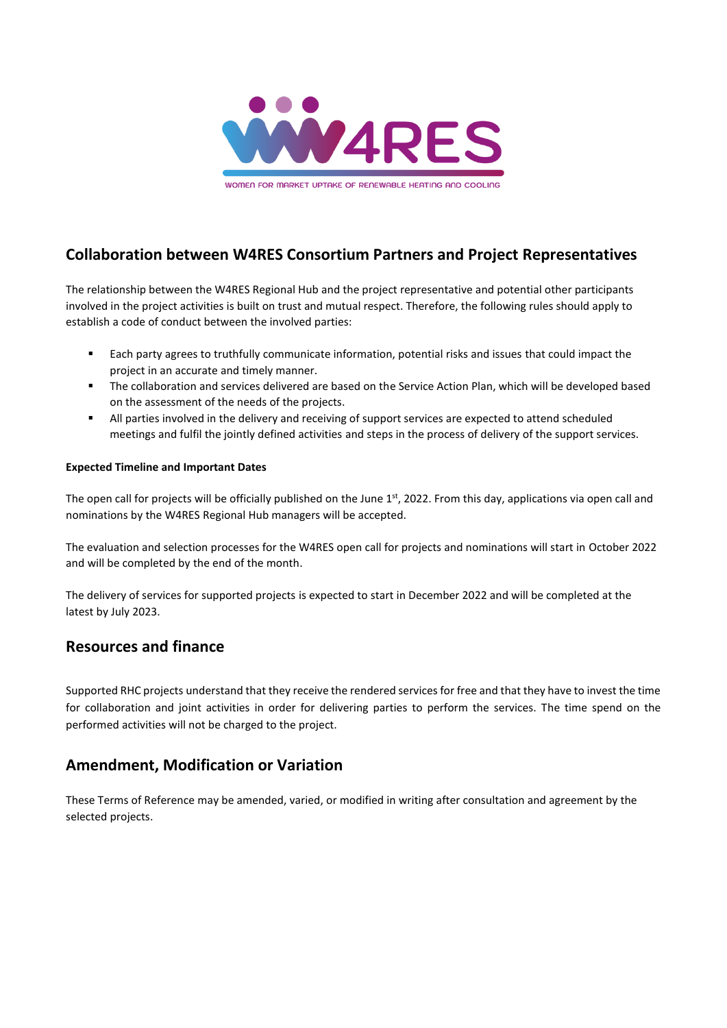## Collaboration between W4RES Consortium Partners and Project Representatives

The relationship between the W4RES Regional Hub and the project representative and potential other participants involved in the project activities is built on trust and mutual respect. Therefore, the following rules should apply to establish a code of conduct between the involved parties:

- Each party agrees to truthfully communicate information, potential risks and issues that could impact the project in an accurate and timely manner.
- The collaboration and services delivered are based on the Service Action Plan, which will be developed based on the assessment of the needs of the projects.
- All parties involved in the delivery and receiving of support services are expected to attend scheduled meetings and fulfil the jointly defined activities and steps in the process of delivery of the support services.

#### Expected Timeline and Important Dates

The open call for projects will be officially published on the June 1st, 2022. From this day, applications via open call and nominations by the W4RES Regional Hub managers will be accepted.

The evaluation and selection processes for the W4RES open call for projects and nominations will start in October 2022 and will be completed by the end of the month.

The delivery of services for supported projects is expected to start in December 2022 and will be completed at the latest by July 2023.

## Resources and finance

Supported RHC projects understand that they receive the rendered services for free and that they have to invest the time for collaboration and joint activities in order for delivering parties to perform the services. The time spend on the performed activities will not be charged to the project.

## Amendment, Modification or Variation

These Terms of Reference may be amended, varied, or modified in writing after consultation and agreement by the selected projects.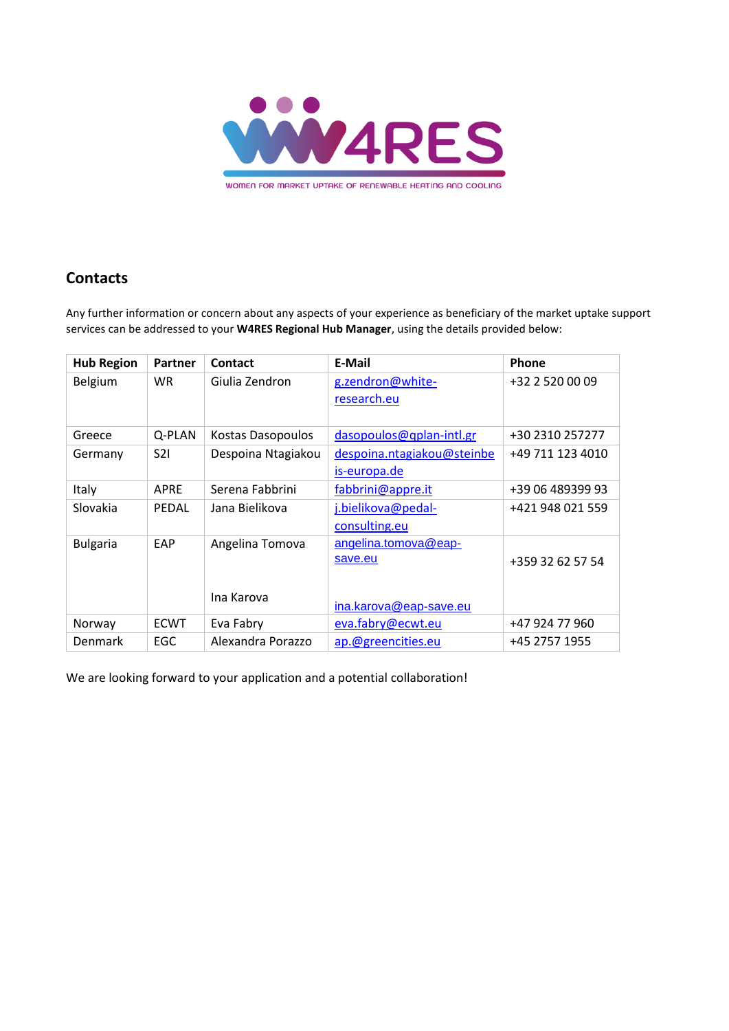## Contacts

Any further information or concern about any aspects of your experience as beneficiary of the market uptake support services can be addressed to your **W4RES Regional Hub Manager**, using the details provided below:

| Hub Region | Partner | Contact | E-Mail | Phone |
|---|---|---|---|---|
| Belgium | WR | Giulia Zendron | g.zendron@white-research.eu | +32 2 520 00 09 |
| Greece | Q-PLAN | Kostas Dasopoulos | dasopoulos@qplan-intl.gr | +30 2310 257277 |
| Germany | S2I | Despoina Ntagiakou | despoina.ntagiakou@steinbeis-europa.de | +49 711 123 4010 |
| Italy | APRE | Serena Fabbrini | fabbrini@appre.it | +39 06 489399 93 |
| Slovakia | PEDAL | Jana Bielikova | j.bielikova@pedal-consulting.eu | +421 948 021 559 |
| Bulgaria | EAP | Angelina Tomova<br>Ina Karova | angelina.tomova@eap-save.eu<br>ina.karova@eap-save.eu | +359 32 62 57 54 |
| Norway | ECWT | Eva Fabry | eva.fabry@ecwt.eu | +47 924 77 960 |
| Denmark | EGC | Alexandra Porazzo | ap.@greencities.eu | +45 2757 1955 |

We are looking forward to your application and a potential collaboration!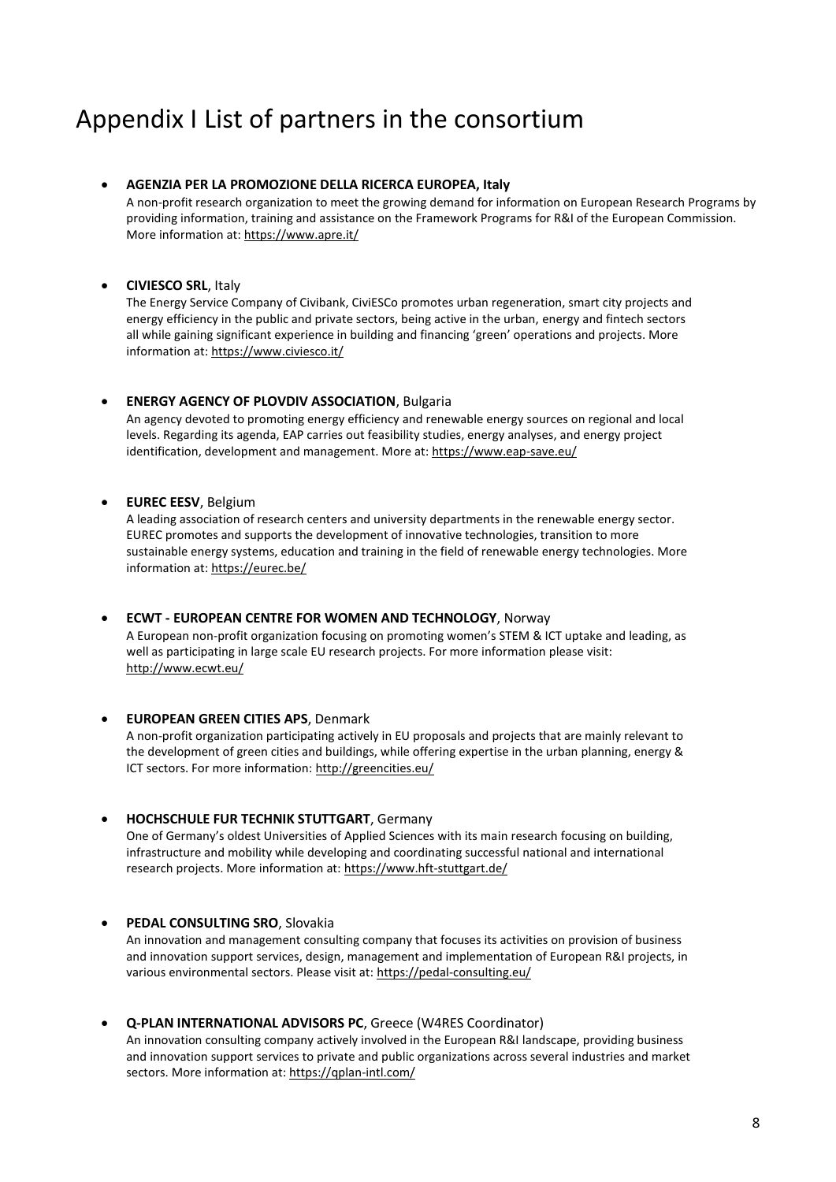# Appendix I List of partners in the consortium

- **AGENZIA PER LA PROMOZIONE DELLA RICERCA EUROPEA, Italy**
  A non-profit research organization to meet the growing demand for information on European Research Programs by providing information, training and assistance on the Framework Programs for R&I of the European Commission. More information at: https://www.apre.it/

- **CIVIESCO SRL**, Italy
  The Energy Service Company of Civibank, CiviESCo promotes urban regeneration, smart city projects and energy efficiency in the public and private sectors, being active in the urban, energy and fintech sectors all while gaining significant experience in building and financing 'green' operations and projects. More information at: https://www.civiesco.it/

- **ENERGY AGENCY OF PLOVDIV ASSOCIATION**, Bulgaria
  An agency devoted to promoting energy efficiency and renewable energy sources on regional and local levels. Regarding its agenda, EAP carries out feasibility studies, energy analyses, and energy project identification, development and management. More at: https://www.eap-save.eu/

- **EUREC EESV**, Belgium
  A leading association of research centers and university departments in the renewable energy sector. EUREC promotes and supports the development of innovative technologies, transition to more sustainable energy systems, education and training in the field of renewable energy technologies. More information at: https://eurec.be/

- **ECWT - EUROPEAN CENTRE FOR WOMEN AND TECHNOLOGY**, Norway
  A European non-profit organization focusing on promoting women's STEM & ICT uptake and leading, as well as participating in large scale EU research projects. For more information please visit: http://www.ecwt.eu/

- **EUROPEAN GREEN CITIES APS**, Denmark
  A non-profit organization participating actively in EU proposals and projects that are mainly relevant to the development of green cities and buildings, while offering expertise in the urban planning, energy & ICT sectors. For more information: http://greencities.eu/

- **HOCHSCHULE FUR TECHNIK STUTTGART**, Germany
  One of Germany's oldest Universities of Applied Sciences with its main research focusing on building, infrastructure and mobility while developing and coordinating successful national and international research projects. More information at: https://www.hft-stuttgart.de/

- **PEDAL CONSULTING SRO**, Slovakia
  An innovation and management consulting company that focuses its activities on provision of business and innovation support services, design, management and implementation of European R&I projects, in various environmental sectors. Please visit at: https://pedal-consulting.eu/

- **Q-PLAN INTERNATIONAL ADVISORS PC**, Greece (W4RES Coordinator)
  An innovation consulting company actively involved in the European R&I landscape, providing business and innovation support services to private and public organizations across several industries and market sectors. More information at: https://qplan-intl.com/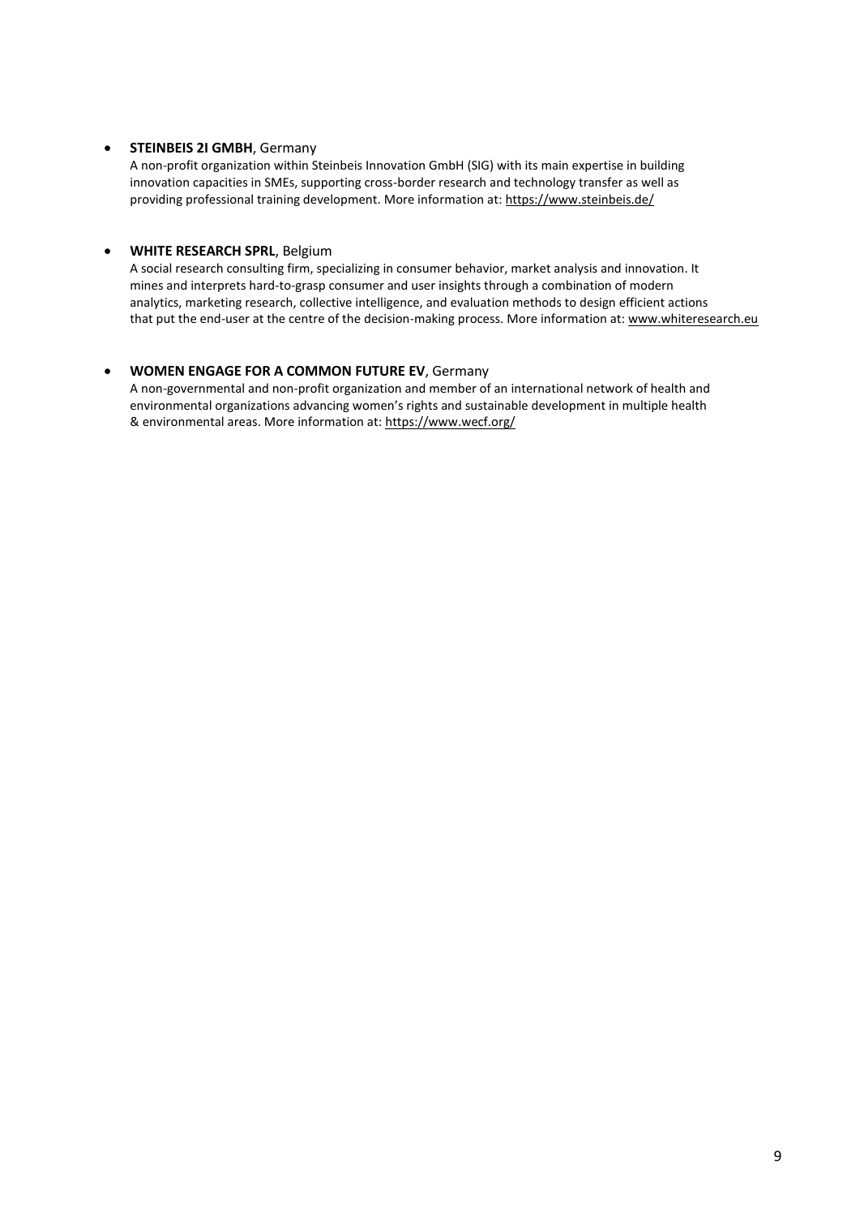- **STEINBEIS 2I GMBH**, Germany
  A non-profit organization within Steinbeis Innovation GmbH (SIG) with its main expertise in building innovation capacities in SMEs, supporting cross-border research and technology transfer as well as providing professional training development. More information at: https://www.steinbeis.de/

- **WHITE RESEARCH SPRL**, Belgium
  A social research consulting firm, specializing in consumer behavior, market analysis and innovation. It mines and interprets hard-to-grasp consumer and user insights through a combination of modern analytics, marketing research, collective intelligence, and evaluation methods to design efficient actions that put the end-user at the centre of the decision-making process. More information at: www.whiteresearch.eu

- **WOMEN ENGAGE FOR A COMMON FUTURE EV**, Germany
  A non-governmental and non-profit organization and member of an international network of health and environmental organizations advancing women's rights and sustainable development in multiple health & environmental areas. More information at: https://www.wecf.org/